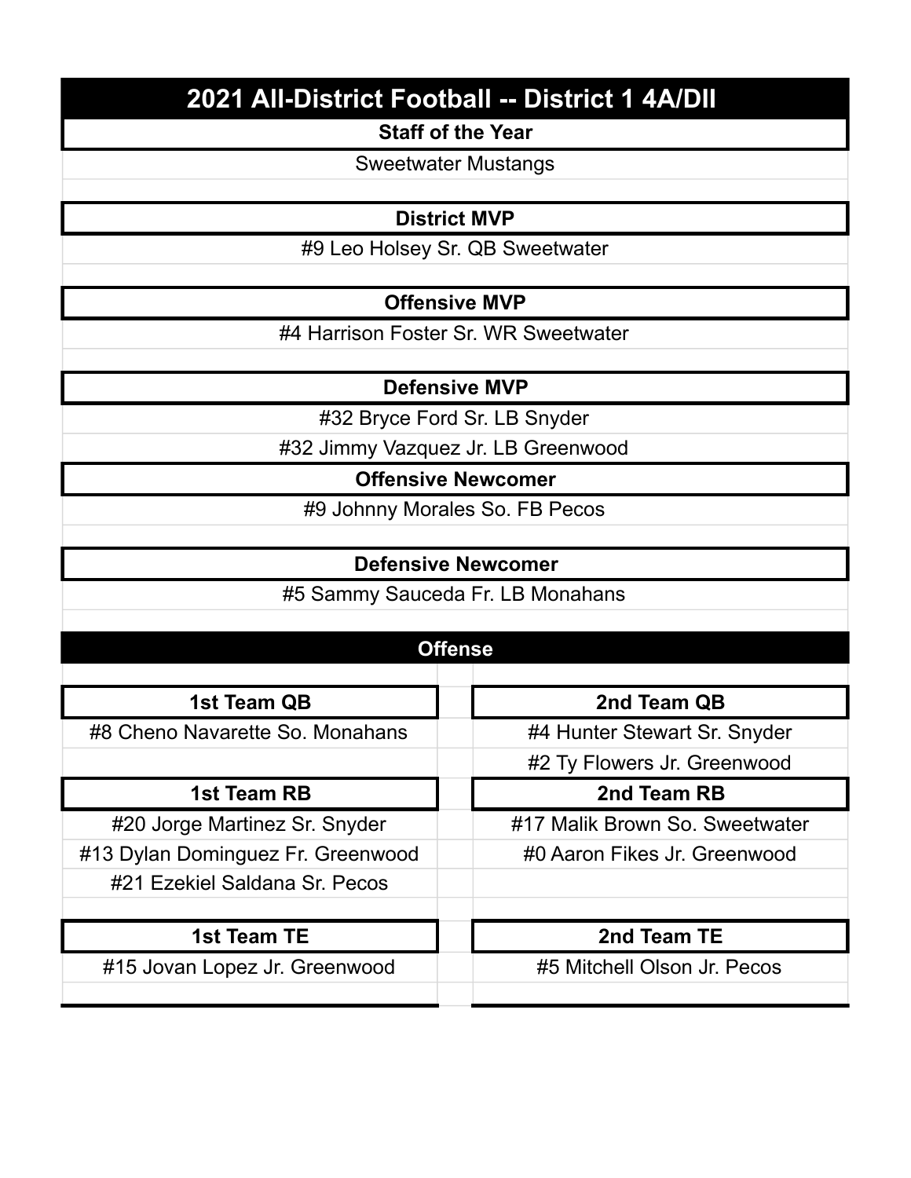# 2021 All-District Football -- District 1 4A/DII

## Staff of the Year

Sweetwater Mustangs

## District MVP

#9 Leo Holsey Sr. QB Sweetwater

## Offensive MVP

#4 Harrison Foster Sr. WR Sweetwater

## Defensive MVP

#32 Bryce Ford Sr. LB Snyder

#32 Jimmy Vazquez Jr. LB Greenwood

## Offensive Newcomer

#9 Johnny Morales So. FB Pecos

## Defensive Newcomer

#5 Sammy Sauceda Fr. LB Monahans

## Offense

| 1st Team QB | 2nd Team QB |
|---|---|
| #8 Cheno Navarette So. Monahans | #4 Hunter Stewart Sr. Snyder |
| | #2 Ty Flowers Jr. Greenwood |

| 1st Team RB | 2nd Team RB |
|---|---|
| #20 Jorge Martinez Sr. Snyder | #17 Malik Brown So. Sweetwater |
| #13 Dylan Dominguez Fr. Greenwood | #0 Aaron Fikes Jr. Greenwood |
| #21 Ezekiel Saldana Sr. Pecos | |

| 1st Team TE | 2nd Team TE |
|---|---|
| #15 Jovan Lopez Jr. Greenwood | #5 Mitchell Olson Jr. Pecos |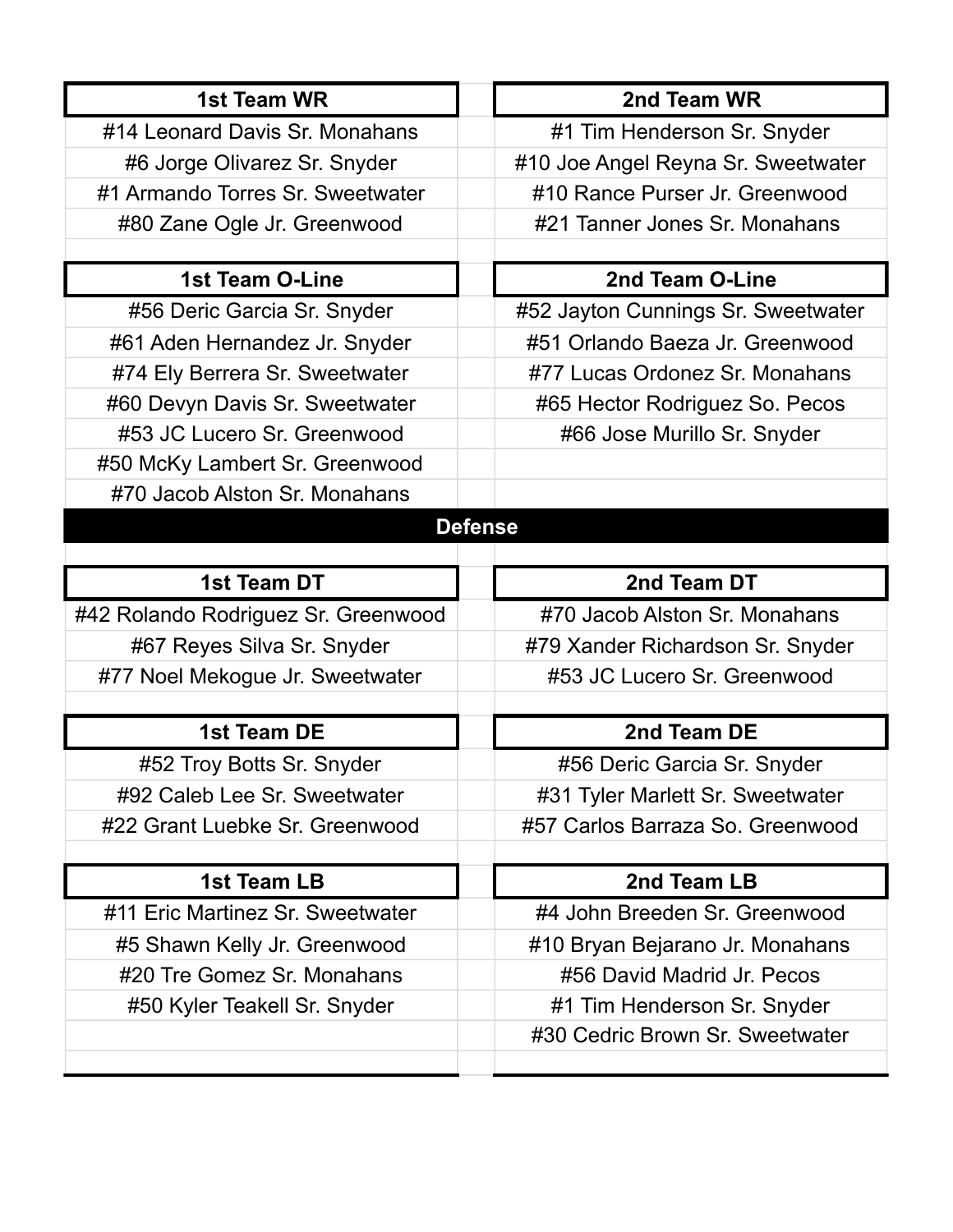| 1st Team WR | 2nd Team WR |
| --- | --- |
| #14 Leonard Davis Sr. Monahans | #1 Tim Henderson Sr. Snyder |
| #6 Jorge Olivarez Sr. Snyder | #10 Joe Angel Reyna Sr. Sweetwater |
| #1 Armando Torres Sr. Sweetwater | #10 Rance Purser Jr. Greenwood |
| #80 Zane Ogle Jr. Greenwood | #21 Tanner Jones Sr. Monahans |

| 1st Team O-Line | 2nd Team O-Line |
| --- | --- |
| #56 Deric Garcia Sr. Snyder | #52 Jayton Cunnings Sr. Sweetwater |
| #61 Aden Hernandez Jr. Snyder | #51 Orlando Baeza Jr. Greenwood |
| #74 Ely Berrera Sr. Sweetwater | #77 Lucas Ordonez Sr. Monahans |
| #60 Devyn Davis Sr. Sweetwater | #65 Hector Rodriguez So. Pecos |
| #53 JC Lucero Sr. Greenwood | #66 Jose Murillo Sr. Snyder |
| #50 McKy Lambert Sr. Greenwood | |
| #70 Jacob Alston Sr. Monahans | |

## Defense

| 1st Team DT | 2nd Team DT |
| --- | --- |
| #42 Rolando Rodriguez Sr. Greenwood | #70 Jacob Alston Sr. Monahans |
| #67 Reyes Silva Sr. Snyder | #79 Xander Richardson Sr. Snyder |
| #77 Noel Mekogue Jr. Sweetwater | #53 JC Lucero Sr. Greenwood |

| 1st Team DE | 2nd Team DE |
| --- | --- |
| #52 Troy Botts Sr. Snyder | #56 Deric Garcia Sr. Snyder |
| #92 Caleb Lee Sr. Sweetwater | #31 Tyler Marlett Sr. Sweetwater |
| #22 Grant Luebke Sr. Greenwood | #57 Carlos Barraza So. Greenwood |

| 1st Team LB | 2nd Team LB |
| --- | --- |
| #11 Eric Martinez Sr. Sweetwater | #4 John Breeden Sr. Greenwood |
| #5 Shawn Kelly Jr. Greenwood | #10 Bryan Bejarano Jr. Monahans |
| #20 Tre Gomez Sr. Monahans | #56 David Madrid Jr. Pecos |
| #50 Kyler Teakell Sr. Snyder | #1 Tim Henderson Sr. Snyder |
| | #30 Cedric Brown Sr. Sweetwater |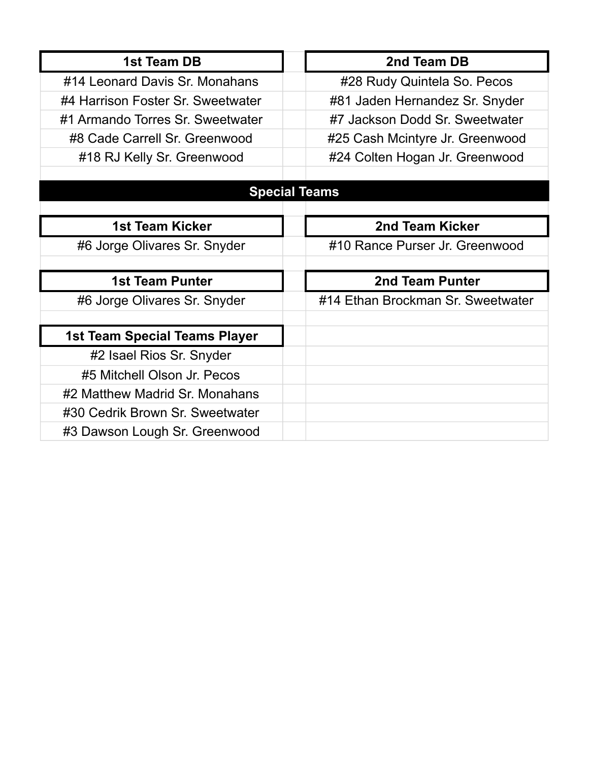| 1st Team DB | 2nd Team DB |
|---|---|
| #14 Leonard Davis Sr. Monahans | #28 Rudy Quintela So. Pecos |
| #4 Harrison Foster Sr. Sweetwater | #81 Jaden Hernandez Sr. Snyder |
| #1 Armando Torres Sr. Sweetwater | #7 Jackson Dodd Sr. Sweetwater |
| #8 Cade Carrell Sr. Greenwood | #25 Cash Mcintyre Jr. Greenwood |
| #18 RJ Kelly Sr. Greenwood | #24 Colten Hogan Jr. Greenwood |

## Special Teams

| 1st Team Kicker | 2nd Team Kicker |
|---|---|
| #6 Jorge Olivares Sr. Snyder | #10 Rance Purser Jr. Greenwood |

| 1st Team Punter | 2nd Team Punter |
|---|---|
| #6 Jorge Olivares Sr. Snyder | #14 Ethan Brockman Sr. Sweetwater |

| 1st Team Special Teams Player |
|---|
| #2 Isael Rios Sr. Snyder |
| #5 Mitchell Olson Jr. Pecos |
| #2 Matthew Madrid Sr. Monahans |
| #30 Cedrik Brown Sr. Sweetwater |
| #3 Dawson Lough Sr. Greenwood |